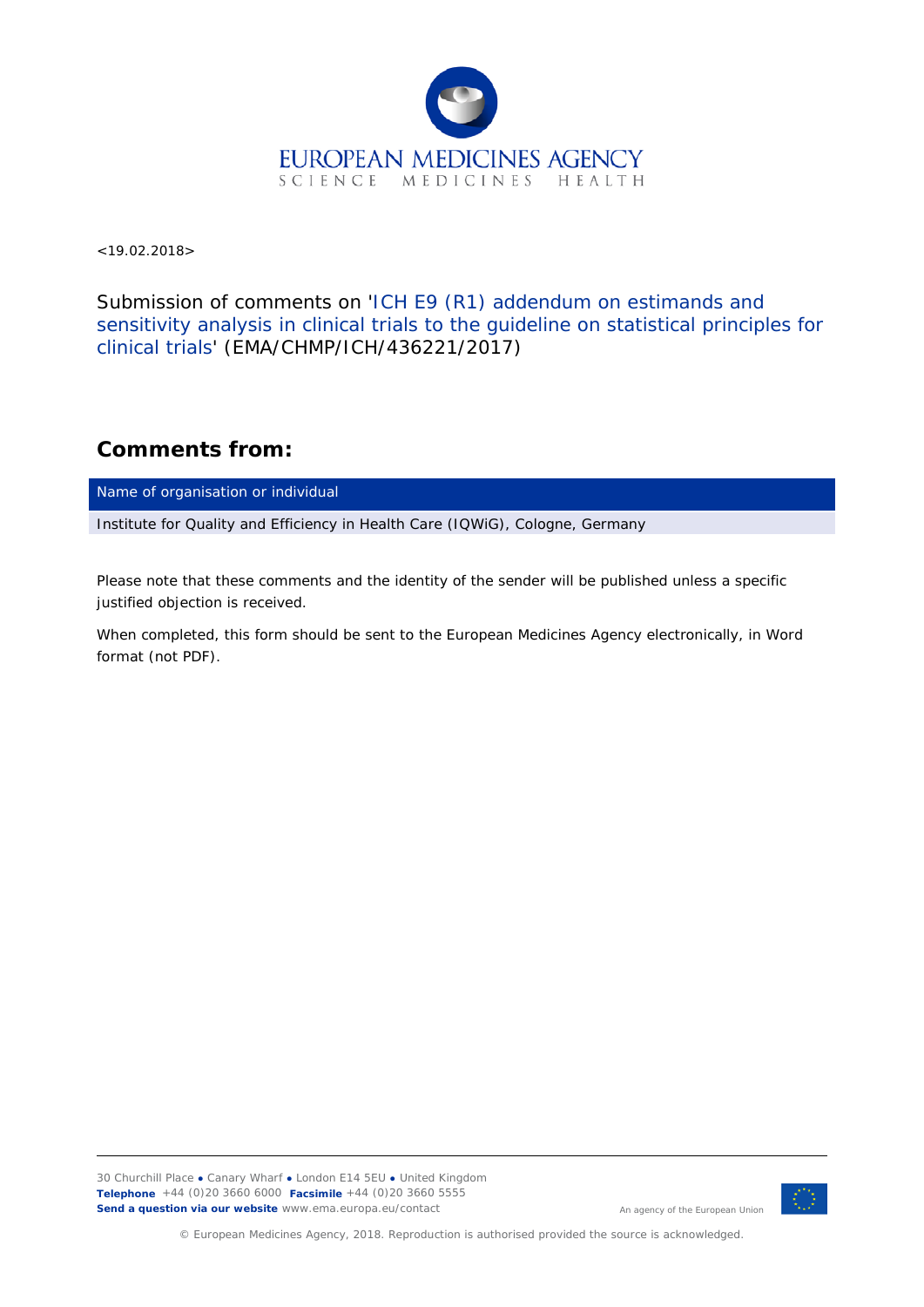EUROPEAN MEDICINES AGENCY
SCIENCE MEDICINES HEALTH

<19.02.2018>

Submission of comments on 'ICH E9 (R1) addendum on estimands and sensitivity analysis in clinical trials to the guideline on statistical principles for clinical trials' (EMA/CHMP/ICH/436221/2017)

## Comments from:

| Name of organisation or individual |
| --- |
| Institute for Quality and Efficiency in Health Care (IQWiG), Cologne, Germany |

Please note that these comments and the identity of the sender will be published unless a specific justified objection is received.

When completed, this form should be sent to the European Medicines Agency electronically, in Word format (not PDF).

30 Churchill Place ● Canary Wharf ● London E14 5EU ● United Kingdom
**Telephone** +44 (0)20 3660 6000 **Facsimile** +44 (0)20 3660 5555
**Send a question via our website** www.ema.europa.eu/contact

An agency of the European Union

© European Medicines Agency, 2018. Reproduction is authorised provided the source is acknowledged.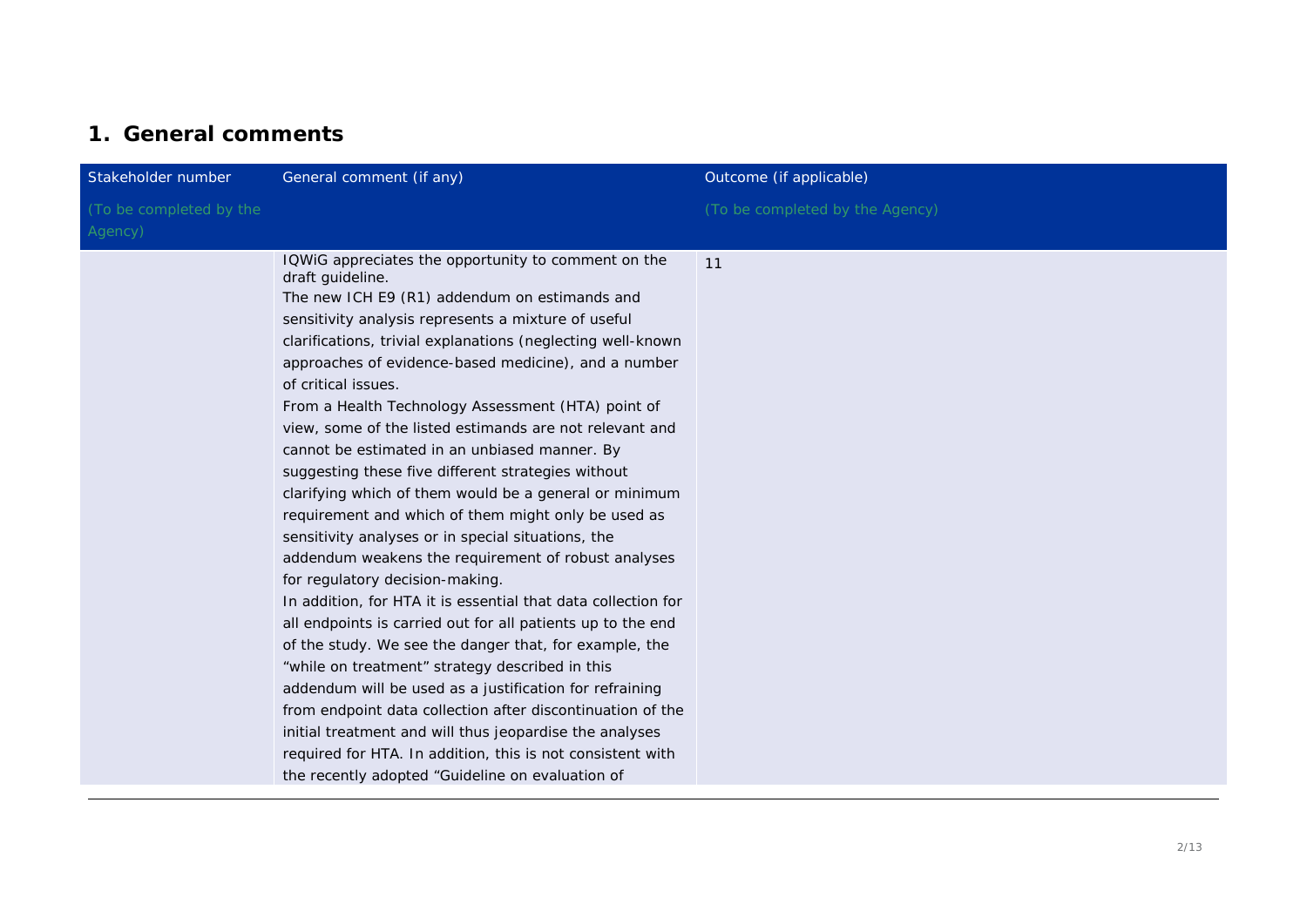## 1. General comments

| Stakeholder number (To be completed by the Agency) | General comment (if any) | Outcome (if applicable) (To be completed by the Agency) |
|---|---|---|
| | IQWiG appreciates the opportunity to comment on the draft guideline.<br>The new ICH E9 (R1) addendum on estimands and sensitivity analysis represents a mixture of useful clarifications, trivial explanations (neglecting well-known approaches of evidence-based medicine), and a number of critical issues.<br>From a Health Technology Assessment (HTA) point of view, some of the listed estimands are not relevant and cannot be estimated in an unbiased manner. By suggesting these five different strategies without clarifying which of them would be a general or minimum requirement and which of them might only be used as sensitivity analyses or in special situations, the addendum weakens the requirement of robust analyses for regulatory decision-making.<br>In addition, for HTA it is essential that data collection for all endpoints is carried out for all patients up to the end of the study. We see the danger that, for example, the "while on treatment" strategy described in this addendum will be used as a justification for refraining from endpoint data collection after discontinuation of the initial treatment and will thus jeopardise the analyses required for HTA. In addition, this is not consistent with the recently adopted "Guideline on evaluation of | 11 |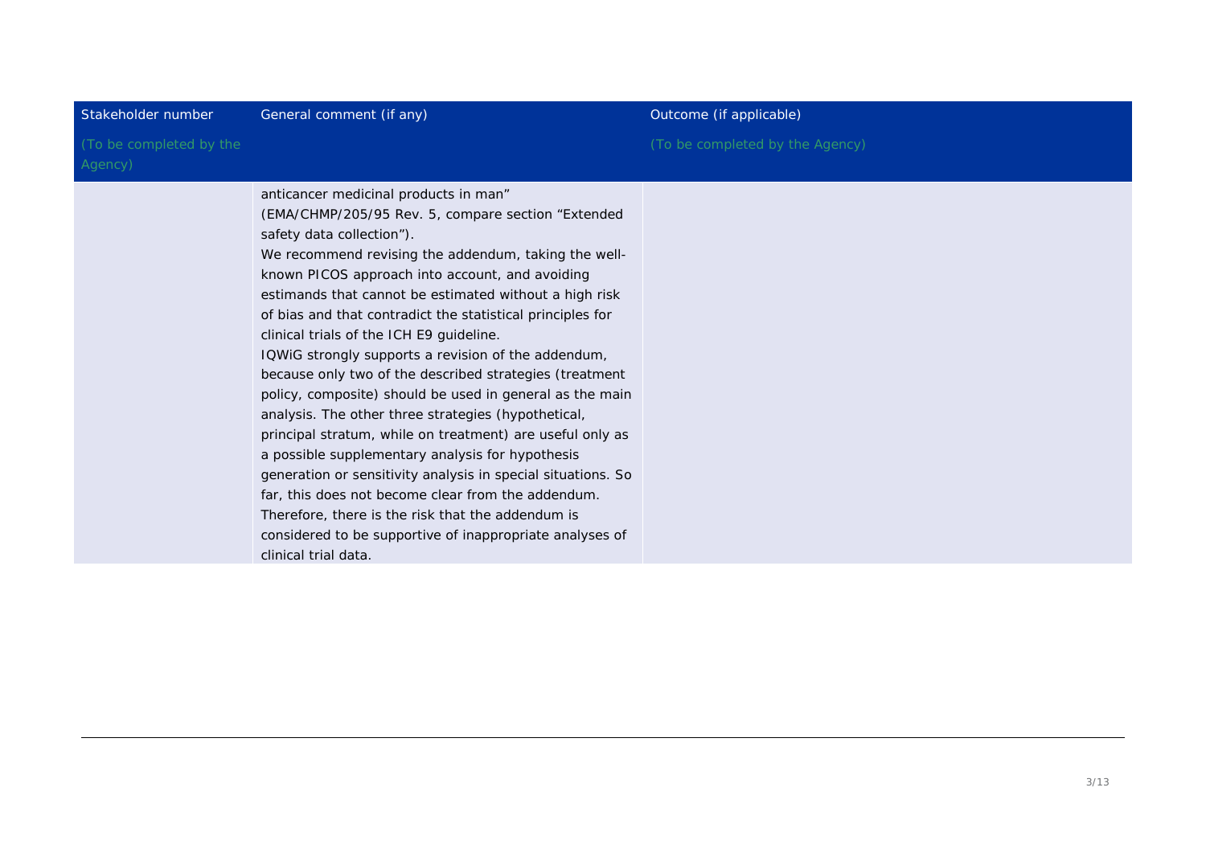| Stakeholder number<br>(To be completed by the Agency) | General comment (if any) | Outcome (if applicable)<br>(To be completed by the Agency) |
| --- | --- | --- |
| | anticancer medicinal products in man" (EMA/CHMP/205/95 Rev. 5, compare section "Extended safety data collection").<br>We recommend revising the addendum, taking the well-known PICOS approach into account, and avoiding estimands that cannot be estimated without a high risk of bias and that contradict the statistical principles for clinical trials of the ICH E9 guideline.<br>IQWiG strongly supports a revision of the addendum, because only two of the described strategies (treatment policy, composite) should be used in general as the main analysis. The other three strategies (hypothetical, principal stratum, while on treatment) are useful only as a possible supplementary analysis for hypothesis generation or sensitivity analysis in special situations. So far, this does not become clear from the addendum. Therefore, there is the risk that the addendum is considered to be supportive of inappropriate analyses of clinical trial data. | |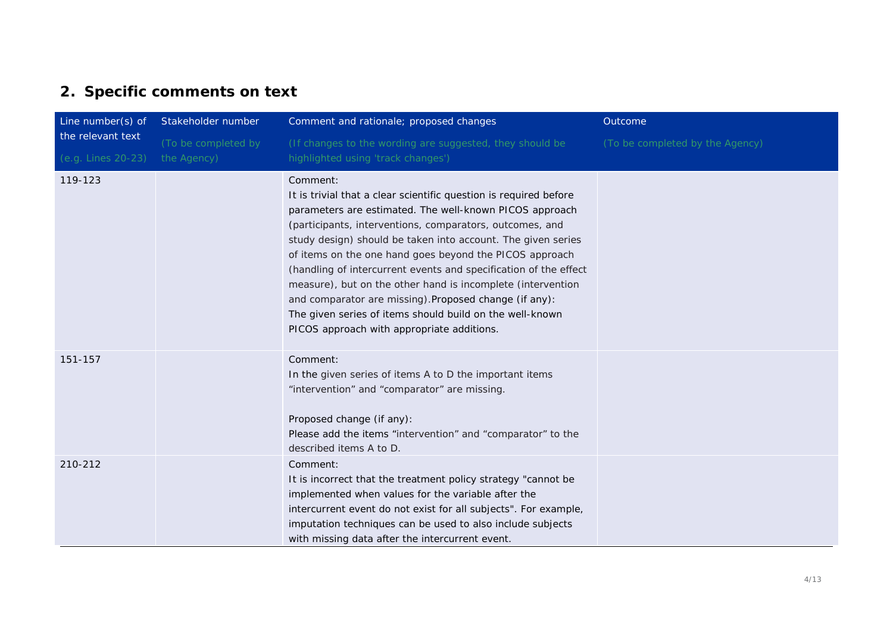## 2. Specific comments on text

| Line number(s) of the relevant text (e.g. Lines 20-23) | Stakeholder number (To be completed by the Agency) | Comment and rationale; proposed changes (If changes to the wording are suggested, they should be highlighted using 'track changes') | Outcome (To be completed by the Agency) |
|---|---|---|---|
| 119-123 | | Comment:<br>It is trivial that a clear scientific question is required before parameters are estimated. The well-known PICOS approach (participants, interventions, comparators, outcomes, and study design) should be taken into account. The given series of items on the one hand goes beyond the PICOS approach (handling of intercurrent events and specification of the effect measure), but on the other hand is incomplete (intervention and comparator are missing).Proposed change (if any):<br>The given series of items should build on the well-known PICOS approach with appropriate additions. | |
| 151-157 | | Comment:<br>In the given series of items A to D the important items "intervention" and "comparator" are missing.<br><br>Proposed change (if any):<br>Please add the items "intervention" and "comparator" to the described items A to D. | |
| 210-212 | | Comment:<br>It is incorrect that the treatment policy strategy "cannot be implemented when values for the variable after the intercurrent event do not exist for all subjects". For example, imputation techniques can be used to also include subjects with missing data after the intercurrent event. | |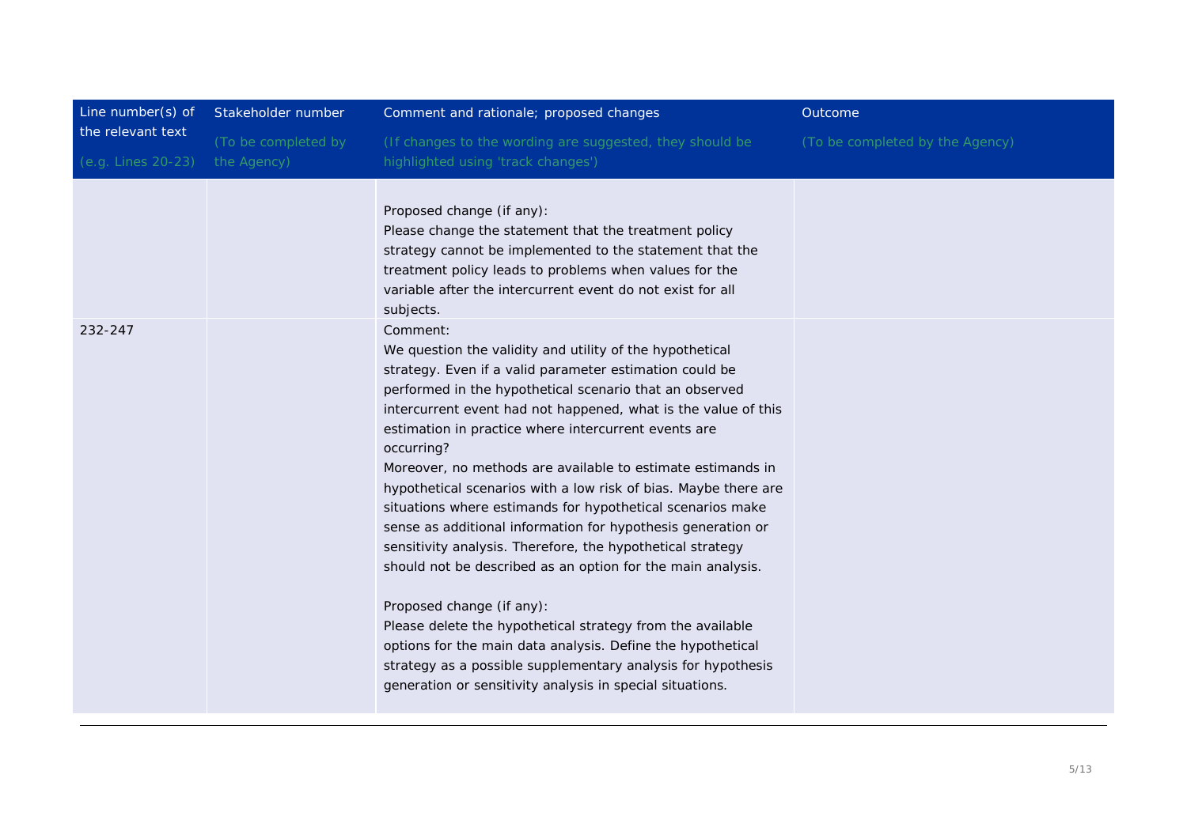| Line number(s) of the relevant text (e.g. Lines 20-23) | Stakeholder number (To be completed by the Agency) | Comment and rationale; proposed changes (If changes to the wording are suggested, they should be highlighted using 'track changes') | Outcome (To be completed by the Agency) |
|---|---|---|---|
| | | Proposed change (if any):<br>Please change the statement that the treatment policy strategy cannot be implemented to the statement that the treatment policy leads to problems when values for the variable after the intercurrent event do not exist for all subjects. | |
| 232-247 | | Comment:<br>We question the validity and utility of the hypothetical strategy. Even if a valid parameter estimation could be performed in the hypothetical scenario that an observed intercurrent event had not happened, what is the value of this estimation in practice where intercurrent events are occurring?<br>Moreover, no methods are available to estimate estimands in hypothetical scenarios with a low risk of bias. Maybe there are situations where estimands for hypothetical scenarios make sense as additional information for hypothesis generation or sensitivity analysis. Therefore, the hypothetical strategy should not be described as an option for the main analysis.<br><br>Proposed change (if any):<br>Please delete the hypothetical strategy from the available options for the main data analysis. Define the hypothetical strategy as a possible supplementary analysis for hypothesis generation or sensitivity analysis in special situations. | |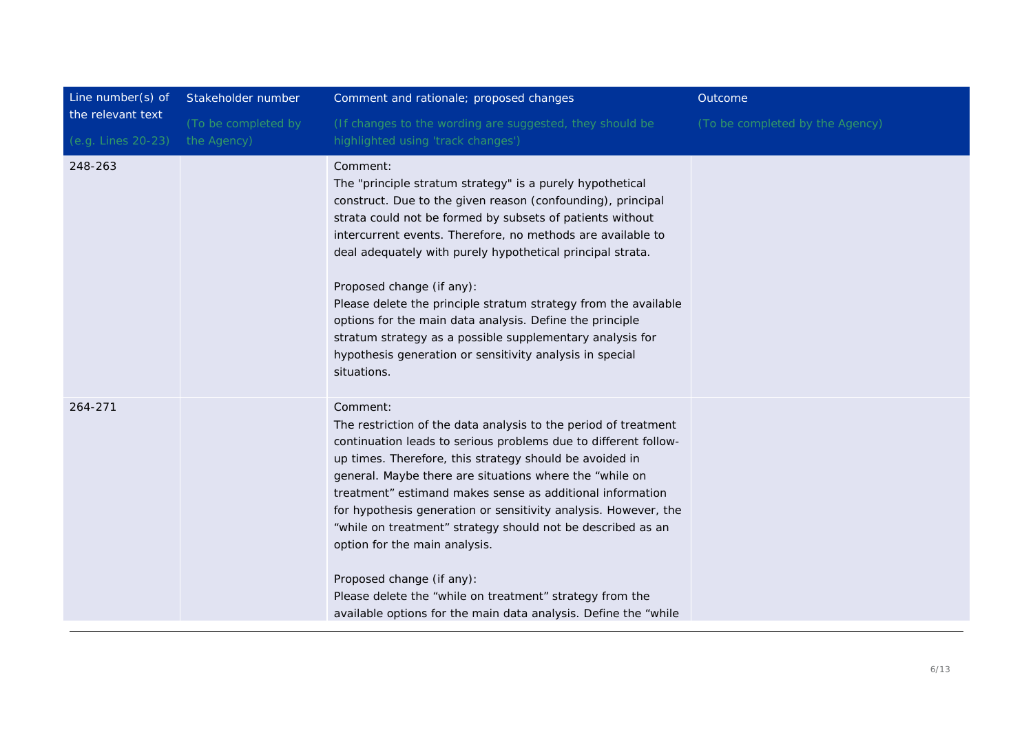| Line number(s) of the relevant text (e.g. Lines 20-23) | Stakeholder number (To be completed by the Agency) | Comment and rationale; proposed changes (If changes to the wording are suggested, they should be highlighted using 'track changes') | Outcome (To be completed by the Agency) |
|---|---|---|---|
| 248-263 | | Comment:<br>The "principle stratum strategy" is a purely hypothetical construct. Due to the given reason (confounding), principal strata could not be formed by subsets of patients without intercurrent events. Therefore, no methods are available to deal adequately with purely hypothetical principal strata.<br><br>Proposed change (if any):<br>Please delete the principle stratum strategy from the available options for the main data analysis. Define the principle stratum strategy as a possible supplementary analysis for hypothesis generation or sensitivity analysis in special situations. | |
| 264-271 | | Comment:<br>The restriction of the data analysis to the period of treatment continuation leads to serious problems due to different follow-up times. Therefore, this strategy should be avoided in general. Maybe there are situations where the "while on treatment" estimand makes sense as additional information for hypothesis generation or sensitivity analysis. However, the "while on treatment" strategy should not be described as an option for the main analysis.<br><br>Proposed change (if any):<br>Please delete the "while on treatment" strategy from the available options for the main data analysis. Define the "while | |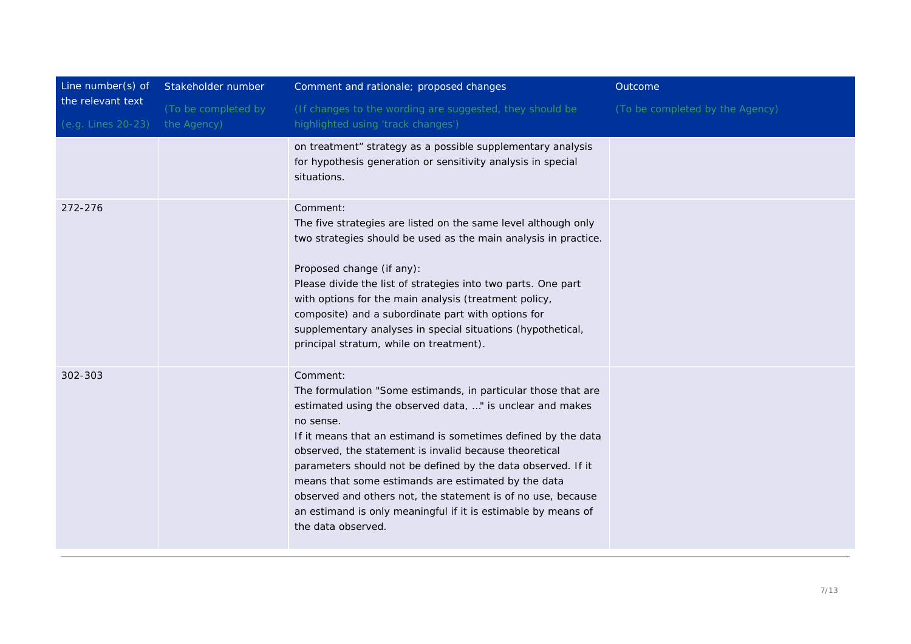| Line number(s) of the relevant text (e.g. Lines 20-23) | Stakeholder number (To be completed by the Agency) | Comment and rationale; proposed changes (If changes to the wording are suggested, they should be highlighted using 'track changes') | Outcome (To be completed by the Agency) |
|---|---|---|---|
| | | on treatment" strategy as a possible supplementary analysis for hypothesis generation or sensitivity analysis in special situations. | |
| 272-276 | | Comment:<br>The five strategies are listed on the same level although only two strategies should be used as the main analysis in practice.<br><br>Proposed change (if any):<br>Please divide the list of strategies into two parts. One part with options for the main analysis (treatment policy, composite) and a subordinate part with options for supplementary analyses in special situations (hypothetical, principal stratum, while on treatment). | |
| 302-303 | | Comment:<br>The formulation "Some estimands, in particular those that are estimated using the observed data, ..." is unclear and makes no sense.<br>If it means that an estimand is sometimes defined by the data observed, the statement is invalid because theoretical parameters should not be defined by the data observed. If it means that some estimands are estimated by the data observed and others not, the statement is of no use, because an estimand is only meaningful if it is estimable by means of the data observed. | |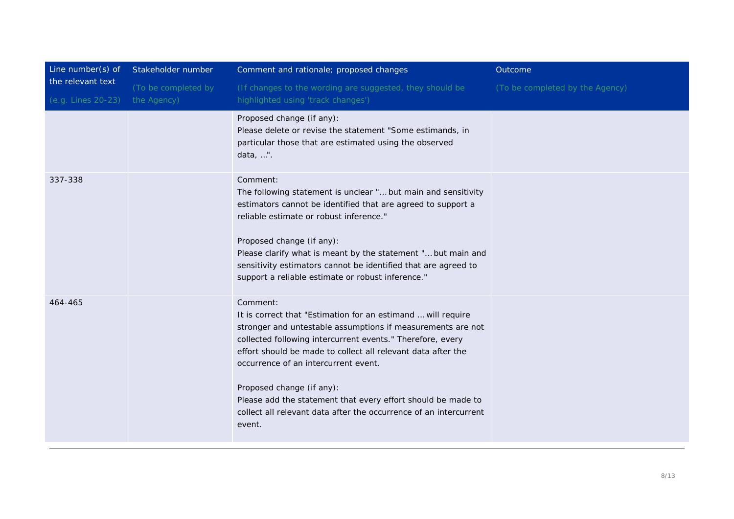| Line number(s) of the relevant text (e.g. Lines 20-23) | Stakeholder number (To be completed by the Agency) | Comment and rationale; proposed changes (If changes to the wording are suggested, they should be highlighted using 'track changes') | Outcome (To be completed by the Agency) |
|---|---|---|---|
| | | Proposed change (if any):<br>Please delete or revise the statement "Some estimands, in particular those that are estimated using the observed data, …". | |
| 337-338 | | Comment:<br>The following statement is unclear "… but main and sensitivity estimators cannot be identified that are agreed to support a reliable estimate or robust inference."<br><br>Proposed change (if any):<br>Please clarify what is meant by the statement "… but main and sensitivity estimators cannot be identified that are agreed to support a reliable estimate or robust inference." | |
| 464-465 | | Comment:<br>It is correct that "Estimation for an estimand … will require stronger and untestable assumptions if measurements are not collected following intercurrent events." Therefore, every effort should be made to collect all relevant data after the occurrence of an intercurrent event.<br><br>Proposed change (if any):<br>Please add the statement that every effort should be made to collect all relevant data after the occurrence of an intercurrent event. | |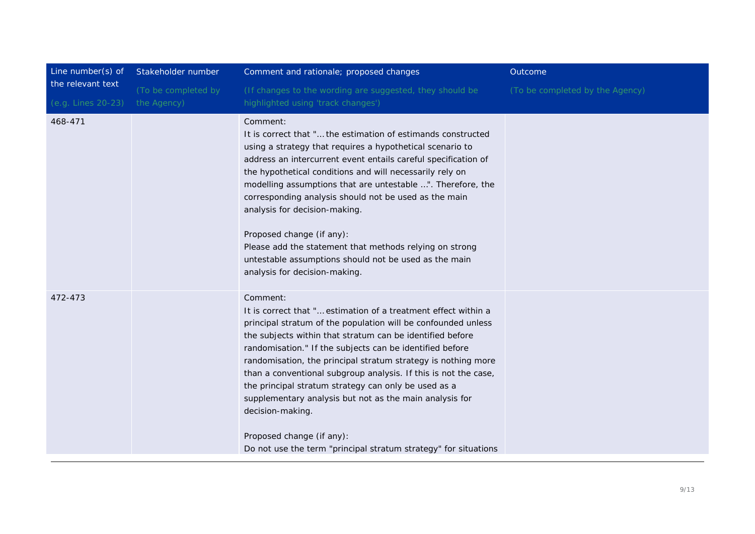| Line number(s) of the relevant text (e.g. Lines 20-23) | Stakeholder number (To be completed by the Agency) | Comment and rationale; proposed changes (If changes to the wording are suggested, they should be highlighted using 'track changes') | Outcome (To be completed by the Agency) |
|---|---|---|---|
| 468-471 | | Comment:<br>It is correct that "… the estimation of estimands constructed using a strategy that requires a hypothetical scenario to address an intercurrent event entails careful specification of the hypothetical conditions and will necessarily rely on modelling assumptions that are untestable …". Therefore, the corresponding analysis should not be used as the main analysis for decision-making.<br><br>Proposed change (if any):<br>Please add the statement that methods relying on strong untestable assumptions should not be used as the main analysis for decision-making. | |
| 472-473 | | Comment:<br>It is correct that "… estimation of a treatment effect within a principal stratum of the population will be confounded unless the subjects within that stratum can be identified before randomisation." If the subjects can be identified before randomisation, the principal stratum strategy is nothing more than a conventional subgroup analysis. If this is not the case, the principal stratum strategy can only be used as a supplementary analysis but not as the main analysis for decision-making.<br><br>Proposed change (if any):<br>Do not use the term "principal stratum strategy" for situations | |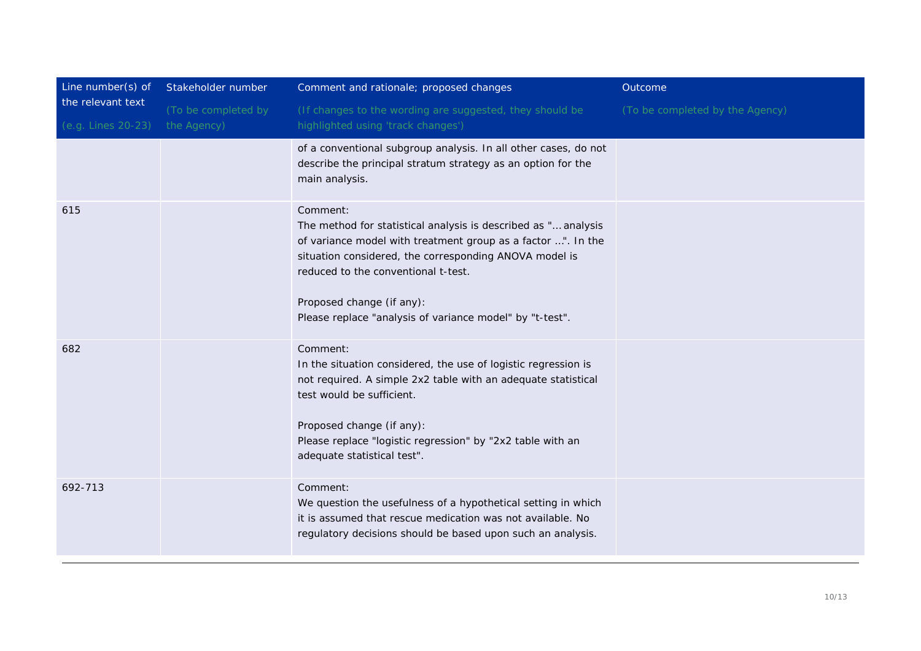| Line number(s) of the relevant text (e.g. Lines 20-23) | Stakeholder number (To be completed by the Agency) | Comment and rationale; proposed changes (If changes to the wording are suggested, they should be highlighted using 'track changes') | Outcome (To be completed by the Agency) |
| --- | --- | --- | --- |
| | | of a conventional subgroup analysis. In all other cases, do not describe the principal stratum strategy as an option for the main analysis. | |
| 615 | | Comment:<br>The method for statistical analysis is described as "... analysis of variance model with treatment group as a factor ...". In the situation considered, the corresponding ANOVA model is reduced to the conventional t-test.<br><br>Proposed change (if any):<br>Please replace "analysis of variance model" by "t-test". | |
| 682 | | Comment:<br>In the situation considered, the use of logistic regression is not required. A simple 2x2 table with an adequate statistical test would be sufficient.<br><br>Proposed change (if any):<br>Please replace "logistic regression" by "2x2 table with an adequate statistical test". | |
| 692-713 | | Comment:<br>We question the usefulness of a hypothetical setting in which it is assumed that rescue medication was not available. No regulatory decisions should be based upon such an analysis. | |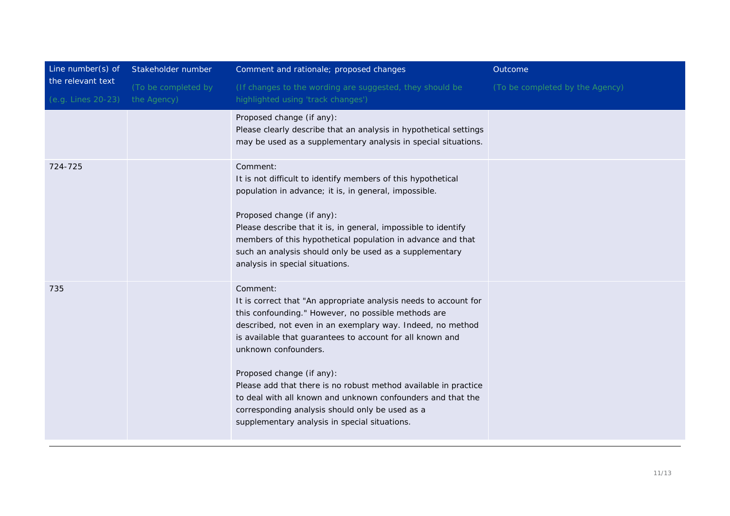| Line number(s) of the relevant text (e.g. Lines 20-23) | Stakeholder number (To be completed by the Agency) | Comment and rationale; proposed changes (If changes to the wording are suggested, they should be highlighted using 'track changes') | Outcome (To be completed by the Agency) |
|---|---|---|---|
| | | Proposed change (if any):<br>Please clearly describe that an analysis in hypothetical settings may be used as a supplementary analysis in special situations. | |
| 724-725 | | Comment:<br>It is not difficult to identify members of this hypothetical population in advance; it is, in general, impossible.<br><br>Proposed change (if any):<br>Please describe that it is, in general, impossible to identify members of this hypothetical population in advance and that such an analysis should only be used as a supplementary analysis in special situations. | |
| 735 | | Comment:<br>It is correct that "An appropriate analysis needs to account for this confounding." However, no possible methods are described, not even in an exemplary way. Indeed, no method is available that guarantees to account for all known and unknown confounders.<br><br>Proposed change (if any):<br>Please add that there is no robust method available in practice to deal with all known and unknown confounders and that the corresponding analysis should only be used as a supplementary analysis in special situations. | |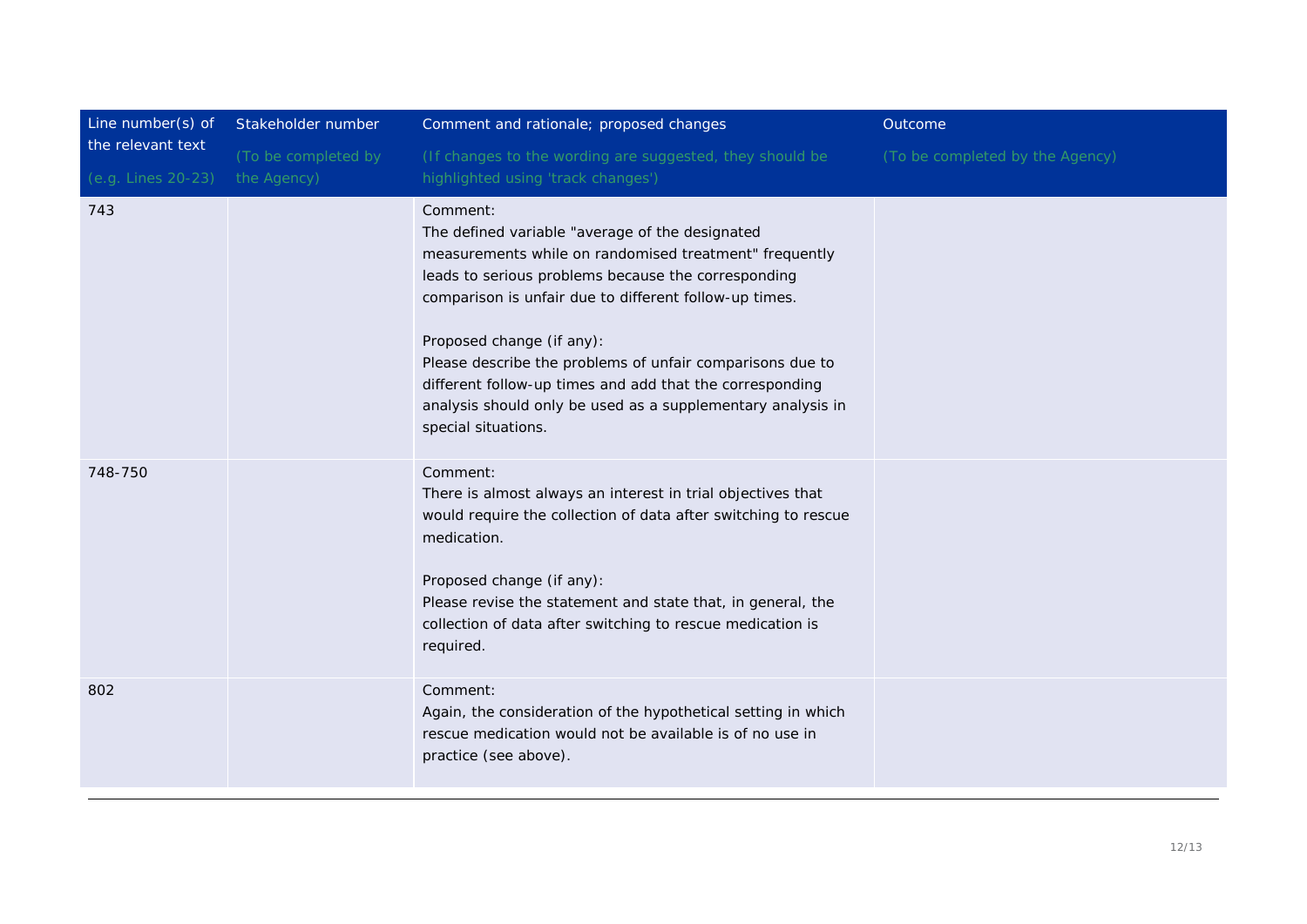| Line number(s) of the relevant text (e.g. Lines 20-23) | Stakeholder number (To be completed by the Agency) | Comment and rationale; proposed changes (If changes to the wording are suggested, they should be highlighted using 'track changes') | Outcome (To be completed by the Agency) |
|---|---|---|---|
| 743 | | Comment:<br>The defined variable "average of the designated measurements while on randomised treatment" frequently leads to serious problems because the corresponding comparison is unfair due to different follow-up times.<br><br>Proposed change (if any):<br>Please describe the problems of unfair comparisons due to different follow-up times and add that the corresponding analysis should only be used as a supplementary analysis in special situations. | |
| 748-750 | | Comment:<br>There is almost always an interest in trial objectives that would require the collection of data after switching to rescue medication.<br><br>Proposed change (if any):<br>Please revise the statement and state that, in general, the collection of data after switching to rescue medication is required. | |
| 802 | | Comment:<br>Again, the consideration of the hypothetical setting in which rescue medication would not be available is of no use in practice (see above). | |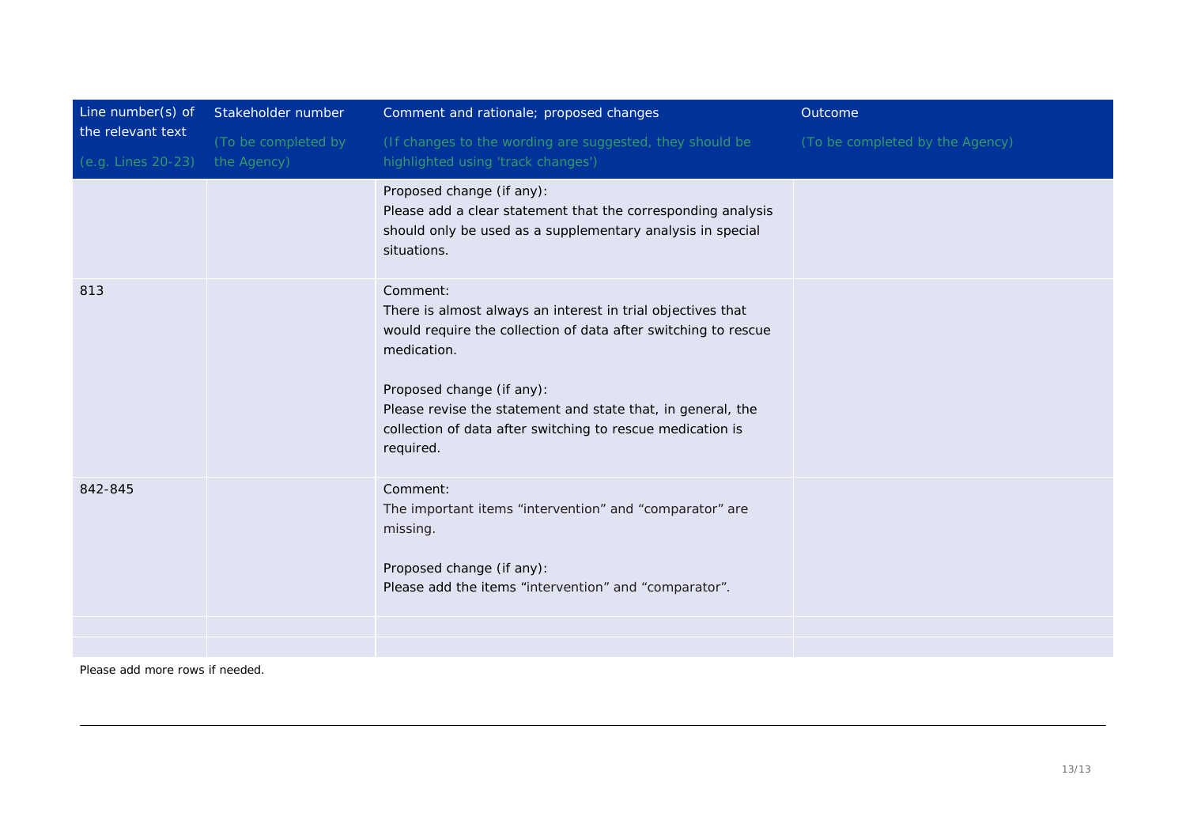| Line number(s) of the relevant text (e.g. Lines 20-23) | Stakeholder number (To be completed by the Agency) | Comment and rationale; proposed changes (If changes to the wording are suggested, they should be highlighted using 'track changes') | Outcome (To be completed by the Agency) |
|---|---|---|---|
| | | Proposed change (if any): Please add a clear statement that the corresponding analysis should only be used as a supplementary analysis in special situations. | |
| 813 | | Comment: There is almost always an interest in trial objectives that would require the collection of data after switching to rescue medication. <br><br> Proposed change (if any): Please revise the statement and state that, in general, the collection of data after switching to rescue medication is required. | |
| 842-845 | | Comment: The important items “intervention” and “comparator” are missing. <br><br> Proposed change (if any): Please add the items “intervention” and “comparator”. | |
| | | | |
| | | | |

Please add more rows if needed.